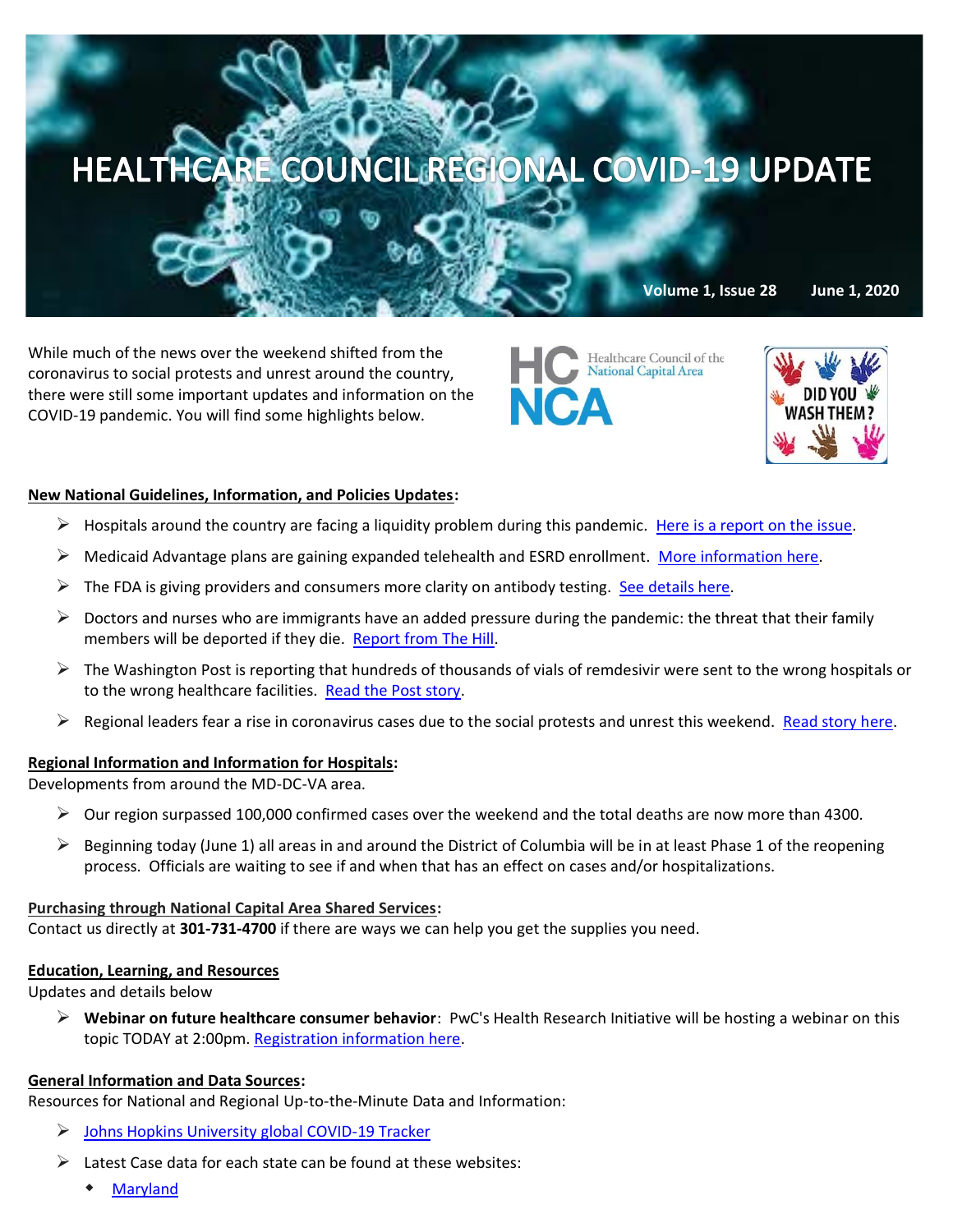# HEALTHCARE COUNCIL REGIONAL COVID-19 UPDATE

**Volume 1, Issue 28 June 1, 2020**

While much of the news over the weekend shifted from the coronavirus to social protests and unrest around the country, there were still some important updates and information on the COVID-19 pandemic. You will find some highlights below.

HC NCA Healthcare Council of the National Capital Area

DID YOU WASH THEM?

**New National Guidelines, Information, and Policies Updates:**

- Hospitals around the country are facing a liquidity problem during this pandemic. Here is a report on the issue.
- Medicaid Advantage plans are gaining expanded telehealth and ESRD enrollment. More information here.
- The FDA is giving providers and consumers more clarity on antibody testing. See details here.
- Doctors and nurses who are immigrants have an added pressure during the pandemic: the threat that their family members will be deported if they die. Report from The Hill.
- The Washington Post is reporting that hundreds of thousands of vials of remdesivir were sent to the wrong hospitals or to the wrong healthcare facilities. Read the Post story.
- Regional leaders fear a rise in coronavirus cases due to the social protests and unrest this weekend. Read story here.

**Regional Information and Information for Hospitals:**

Developments from around the MD-DC-VA area.

- Our region surpassed 100,000 confirmed cases over the weekend and the total deaths are now more than 4300.
- Beginning today (June 1) all areas in and around the District of Columbia will be in at least Phase 1 of the reopening process. Officials are waiting to see if and when that has an effect on cases and/or hospitalizations.

**Purchasing through National Capital Area Shared Services:**

Contact us directly at **301-731-4700** if there are ways we can help you get the supplies you need.

**Education, Learning, and Resources**

Updates and details below

- **Webinar on future healthcare consumer behavior**: PwC's Health Research Initiative will be hosting a webinar on this topic TODAY at 2:00pm. Registration information here.

**General Information and Data Sources:**

Resources for National and Regional Up-to-the-Minute Data and Information:

- Johns Hopkins University global COVID-19 Tracker
- Latest Case data for each state can be found at these websites:
  - Maryland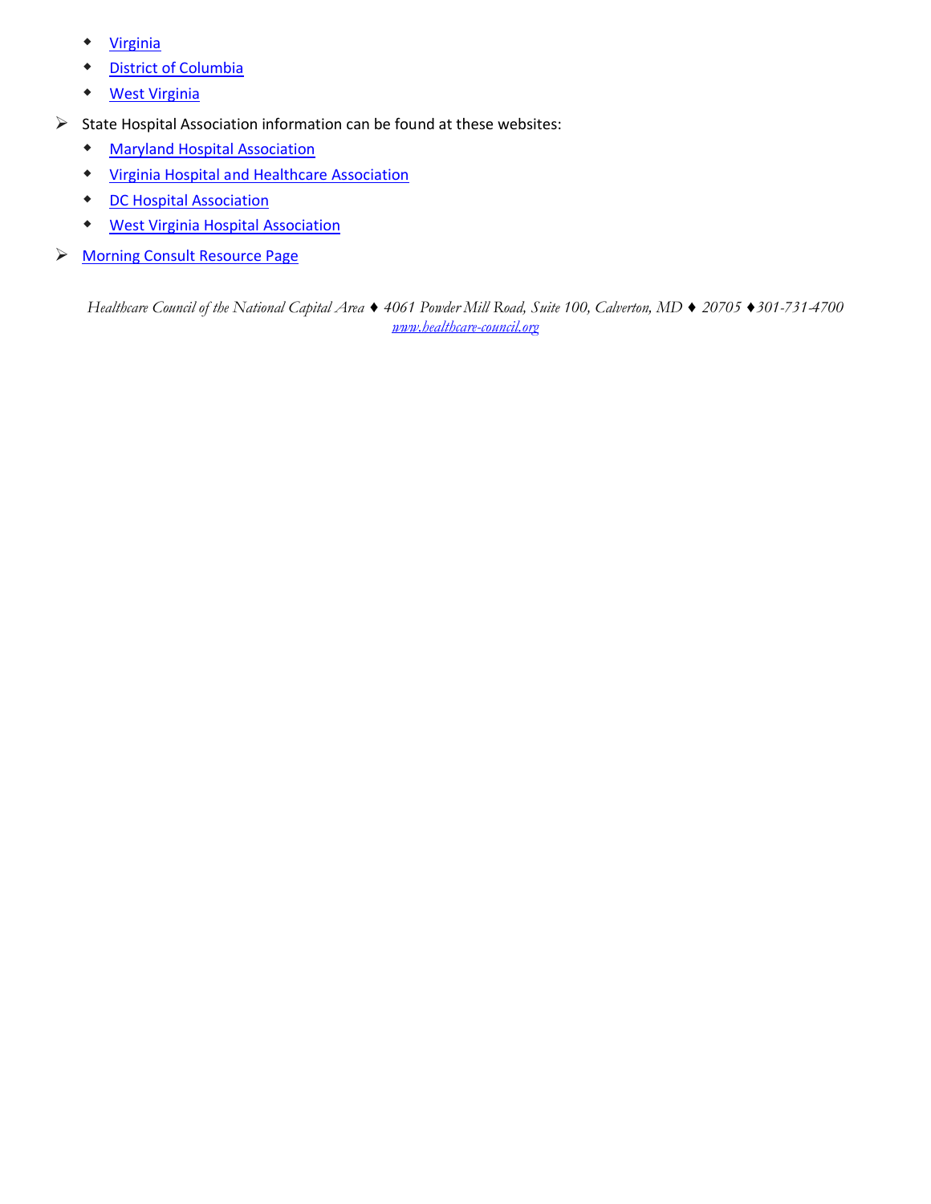- Virginia
    - District of Columbia
    - West Virginia
- State Hospital Association information can be found at these websites:
    - Maryland Hospital Association
    - Virginia Hospital and Healthcare Association
    - DC Hospital Association
    - West Virginia Hospital Association
- Morning Consult Resource Page

*Healthcare Council of the National Capital Area ♦ 4061 Powder Mill Road, Suite 100, Calverton, MD ♦ 20705 ♦301-731-4700*
*www.healthcare-council.org*